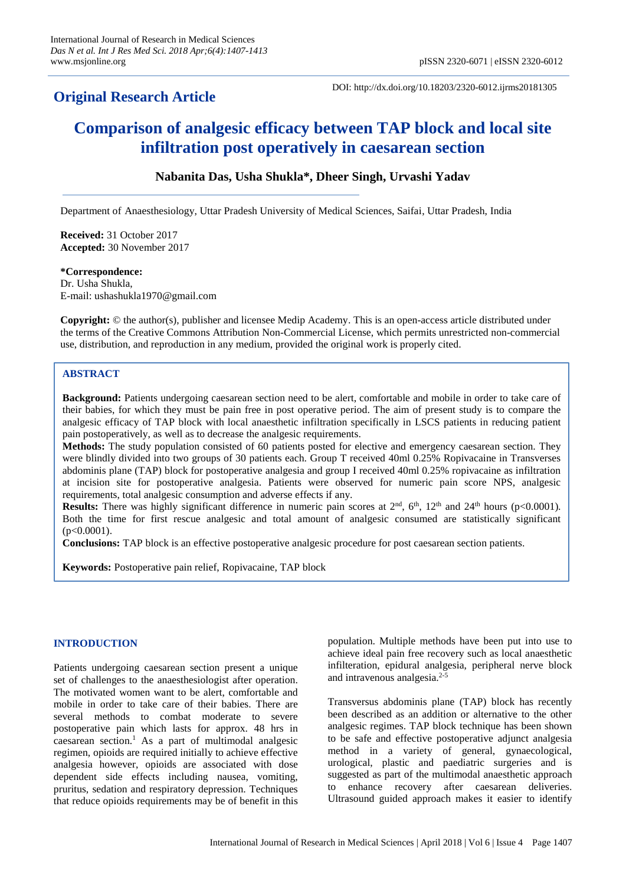# Original Research Article

DOI: http://dx.doi.org/10.18203/2320-6012.ijrms20181305

# Comparison of analgesic efficacy between TAP block and local site infiltration post operatively in caesarean section

**Nabanita Das, Usha Shukla\*, Dheer Singh, Urvashi Yadav**

Department of Anaesthesiology, Uttar Pradesh University of Medical Sciences, Saifai, Uttar Pradesh, India

**Received:** 31 October 2017
**Accepted:** 30 November 2017

**\*Correspondence:**
Dr. Usha Shukla,
E-mail: ushashukla1970@gmail.com

**Copyright:** © the author(s), publisher and licensee Medip Academy. This is an open-access article distributed under the terms of the Creative Commons Attribution Non-Commercial License, which permits unrestricted non-commercial use, distribution, and reproduction in any medium, provided the original work is properly cited.

## ABSTRACT

**Background:** Patients undergoing caesarean section need to be alert, comfortable and mobile in order to take care of their babies, for which they must be pain free in post operative period. The aim of present study is to compare the analgesic efficacy of TAP block with local anaesthetic infiltration specifically in LSCS patients in reducing patient pain postoperatively, as well as to decrease the analgesic requirements.

**Methods:** The study population consisted of 60 patients posted for elective and emergency caesarean section. They were blindly divided into two groups of 30 patients each. Group T received 40ml 0.25% Ropivacaine in Transverses abdominis plane (TAP) block for postoperative analgesia and group I received 40ml 0.25% ropivacaine as infiltration at incision site for postoperative analgesia. Patients were observed for numeric pain score NPS, analgesic requirements, total analgesic consumption and adverse effects if any.

**Results:** There was highly significant difference in numeric pain scores at 2nd, 6th, 12th and 24th hours ($p<0.0001$). Both the time for first rescue analgesic and total amount of analgesic consumed are statistically significant ($p<0.0001$).

**Conclusions:** TAP block is an effective postoperative analgesic procedure for post caesarean section patients.

**Keywords:** Postoperative pain relief, Ropivacaine, TAP block

## INTRODUCTION

Patients undergoing caesarean section present a unique set of challenges to the anaesthesiologist after operation. The motivated women want to be alert, comfortable and mobile in order to take care of their babies. There are several methods to combat moderate to severe postoperative pain which lasts for approx. 48 hrs in caesarean section.[1] As a part of multimodal analgesic regimen, opioids are required initially to achieve effective analgesia however, opioids are associated with dose dependent side effects including nausea, vomiting, pruritus, sedation and respiratory depression. Techniques that reduce opioids requirements may be of benefit in this population. Multiple methods have been put into use to achieve ideal pain free recovery such as local anaesthetic infilteration, epidural analgesia, peripheral nerve block and intravenous analgesia.[2-5]

Transversus abdominis plane (TAP) block has recently been described as an addition or alternative to the other analgesic regimes. TAP block technique has been shown to be safe and effective postoperative adjunct analgesia method in a variety of general, gynaecological, urological, plastic and paediatric surgeries and is suggested as part of the multimodal anaesthetic approach to enhance recovery after caesarean deliveries. Ultrasound guided approach makes it easier to identify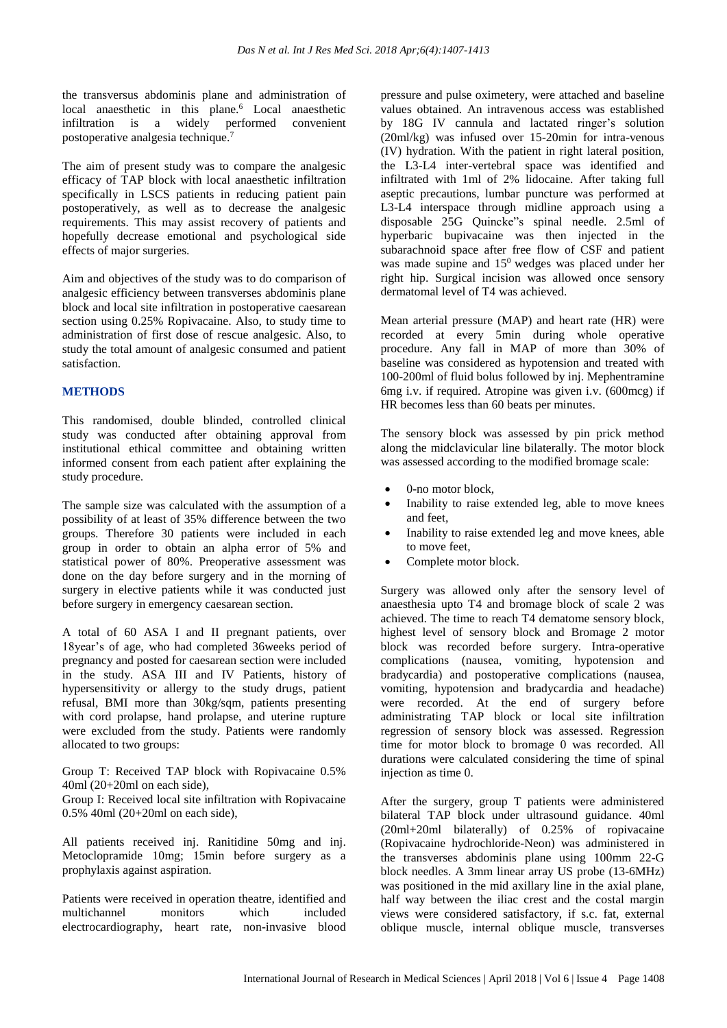the transversus abdominis plane and administration of local anaesthetic in this plane.[6] Local anaesthetic infiltration is a widely performed convenient postoperative analgesia technique.[7]

The aim of present study was to compare the analgesic efficacy of TAP block with local anaesthetic infiltration specifically in LSCS patients in reducing patient pain postoperatively, as well as to decrease the analgesic requirements. This may assist recovery of patients and hopefully decrease emotional and psychological side effects of major surgeries.

Aim and objectives of the study was to do comparison of analgesic efficiency between transverses abdominis plane block and local site infiltration in postoperative caesarean section using 0.25% Ropivacaine. Also, to study time to administration of first dose of rescue analgesic. Also, to study the total amount of analgesic consumed and patient satisfaction.

## METHODS

This randomised, double blinded, controlled clinical study was conducted after obtaining approval from institutional ethical committee and obtaining written informed consent from each patient after explaining the study procedure.

The sample size was calculated with the assumption of a possibility of at least of 35% difference between the two groups. Therefore 30 patients were included in each group in order to obtain an alpha error of 5% and statistical power of 80%. Preoperative assessment was done on the day before surgery and in the morning of surgery in elective patients while it was conducted just before surgery in emergency caesarean section.

A total of 60 ASA I and II pregnant patients, over 18year's of age, who had completed 36weeks period of pregnancy and posted for caesarean section were included in the study. ASA III and IV Patients, history of hypersensitivity or allergy to the study drugs, patient refusal, BMI more than 30kg/sqm, patients presenting with cord prolapse, hand prolapse, and uterine rupture were excluded from the study. Patients were randomly allocated to two groups:

Group T: Received TAP block with Ropivacaine 0.5% 40ml (20+20ml on each side),
Group I: Received local site infiltration with Ropivacaine 0.5% 40ml (20+20ml on each side),

All patients received inj. Ranitidine 50mg and inj. Metoclopramide 10mg; 15min before surgery as a prophylaxis against aspiration.

Patients were received in operation theatre, identified and multichannel monitors which included electrocardiography, heart rate, non-invasive blood pressure and pulse oximetery, were attached and baseline values obtained. An intravenous access was established by 18G IV cannula and lactated ringer's solution (20ml/kg) was infused over 15-20min for intra-venous (IV) hydration. With the patient in right lateral position, the L3-L4 inter-vertebral space was identified and infiltrated with 1ml of 2% lidocaine. After taking full aseptic precautions, lumbar puncture was performed at L3-L4 interspace through midline approach using a disposable 25G Quincke"s spinal needle. 2.5ml of hyperbaric bupivacaine was then injected in the subarachnoid space after free flow of CSF and patient was made supine and $15^0$ wedges was placed under her right hip. Surgical incision was allowed once sensory dermatomal level of T4 was achieved.

Mean arterial pressure (MAP) and heart rate (HR) were recorded at every 5min during whole operative procedure. Any fall in MAP of more than 30% of baseline was considered as hypotension and treated with 100-200ml of fluid bolus followed by inj. Mephentramine 6mg i.v. if required. Atropine was given i.v. (600mcg) if HR becomes less than 60 beats per minutes.

The sensory block was assessed by pin prick method along the midclavicular line bilaterally. The motor block was assessed according to the modified bromage scale:

- 0-no motor block,
- Inability to raise extended leg, able to move knees and feet,
- Inability to raise extended leg and move knees, able to move feet,
- Complete motor block.

Surgery was allowed only after the sensory level of anaesthesia upto T4 and bromage block of scale 2 was achieved. The time to reach T4 dematome sensory block, highest level of sensory block and Bromage 2 motor block was recorded before surgery. Intra-operative complications (nausea, vomiting, hypotension and bradycardia) and postoperative complications (nausea, vomiting, hypotension and bradycardia and headache) were recorded. At the end of surgery before administrating TAP block or local site infiltration regression of sensory block was assessed. Regression time for motor block to bromage 0 was recorded. All durations were calculated considering the time of spinal injection as time 0.

After the surgery, group T patients were administered bilateral TAP block under ultrasound guidance. 40ml (20ml+20ml bilaterally) of 0.25% of ropivacaine (Ropivacaine hydrochloride-Neon) was administered in the transverses abdominis plane using 100mm 22-G block needles. A 3mm linear array US probe (13-6MHz) was positioned in the mid axillary line in the axial plane, half way between the iliac crest and the costal margin views were considered satisfactory, if s.c. fat, external oblique muscle, internal oblique muscle, transverses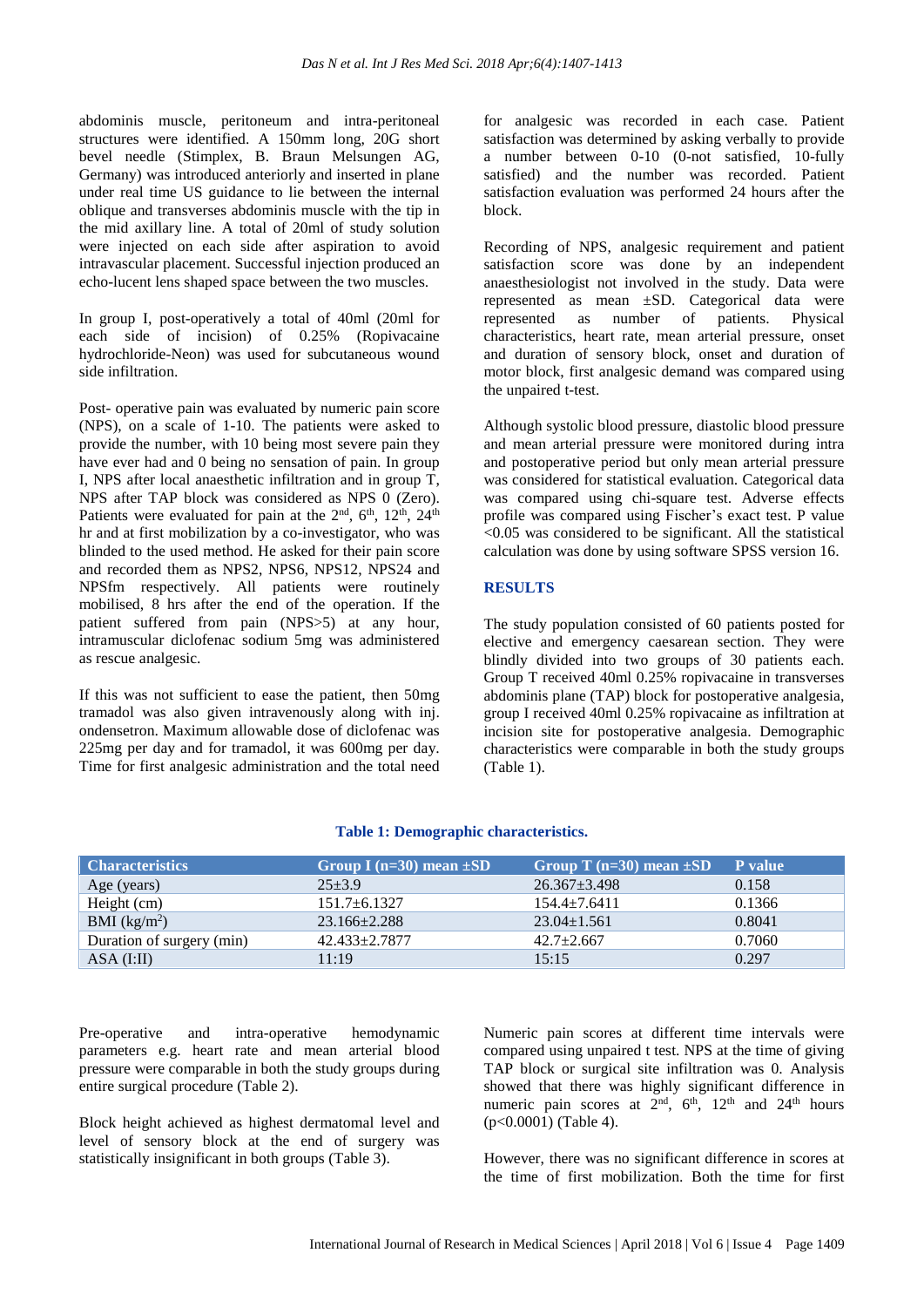abdominis muscle, peritoneum and intra-peritoneal structures were identified. A 150mm long, 20G short bevel needle (Stimplex, B. Braun Melsungen AG, Germany) was introduced anteriorly and inserted in plane under real time US guidance to lie between the internal oblique and transverses abdominis muscle with the tip in the mid axillary line. A total of 20ml of study solution were injected on each side after aspiration to avoid intravascular placement. Successful injection produced an echo-lucent lens shaped space between the two muscles.

In group I, post-operatively a total of 40ml (20ml for each side of incision) of 0.25% (Ropivacaine hydrochloride-Neon) was used for subcutaneous wound side infiltration.

Post- operative pain was evaluated by numeric pain score (NPS), on a scale of 1-10. The patients were asked to provide the number, with 10 being most severe pain they have ever had and 0 being no sensation of pain. In group I, NPS after local anaesthetic infiltration and in group T, NPS after TAP block was considered as NPS 0 (Zero). Patients were evaluated for pain at the 2nd, 6th, 12th, 24th hr and at first mobilization by a co-investigator, who was blinded to the used method. He asked for their pain score and recorded them as NPS2, NPS6, NPS12, NPS24 and NPSfm respectively. All patients were routinely mobilised, 8 hrs after the end of the operation. If the patient suffered from pain (NPS>5) at any hour, intramuscular diclofenac sodium 5mg was administered as rescue analgesic.

If this was not sufficient to ease the patient, then 50mg tramadol was also given intravenously along with inj. ondensetron. Maximum allowable dose of diclofenac was 225mg per day and for tramadol, it was 600mg per day. Time for first analgesic administration and the total need for analgesic was recorded in each case. Patient satisfaction was determined by asking verbally to provide a number between 0-10 (0-not satisfied, 10-fully satisfied) and the number was recorded. Patient satisfaction evaluation was performed 24 hours after the block.

Recording of NPS, analgesic requirement and patient satisfaction score was done by an independent anaesthesiologist not involved in the study. Data were represented as mean ±SD. Categorical data were represented as number of patients. Physical characteristics, heart rate, mean arterial pressure, onset and duration of sensory block, onset and duration of motor block, first analgesic demand was compared using the unpaired t-test.

Although systolic blood pressure, diastolic blood pressure and mean arterial pressure were monitored during intra and postoperative period but only mean arterial pressure was considered for statistical evaluation. Categorical data was compared using chi-square test. Adverse effects profile was compared using Fischer's exact test. P value <0.05 was considered to be significant. All the statistical calculation was done by using software SPSS version 16.

## RESULTS

The study population consisted of 60 patients posted for elective and emergency caesarean section. They were blindly divided into two groups of 30 patients each. Group T received 40ml 0.25% ropivacaine in transverses abdominis plane (TAP) block for postoperative analgesia, group I received 40ml 0.25% ropivacaine as infiltration at incision site for postoperative analgesia. Demographic characteristics were comparable in both the study groups (Table 1).

**Table 1: Demographic characteristics.**

| Characteristics | Group I (n=30) mean ±SD | Group T (n=30) mean ±SD | P value |
|---|---|---|---|
| Age (years) | 25±3.9 | 26.367±3.498 | 0.158 |
| Height (cm) | 151.7±6.1327 | 154.4±7.6411 | 0.1366 |
| BMI (kg/m$^2$) | 23.166±2.288 | 23.04±1.561 | 0.8041 |
| Duration of surgery (min) | 42.433±2.7877 | 42.7±2.667 | 0.7060 |
| ASA (I:II) | 11:19 | 15:15 | 0.297 |

Pre-operative and intra-operative hemodynamic parameters e.g. heart rate and mean arterial blood pressure were comparable in both the study groups during entire surgical procedure (Table 2).

Block height achieved as highest dermatomal level and level of sensory block at the end of surgery was statistically insignificant in both groups (Table 3).

Numeric pain scores at different time intervals were compared using unpaired t test. NPS at the time of giving TAP block or surgical site infiltration was 0. Analysis showed that there was highly significant difference in numeric pain scores at 2nd, 6th, 12th and 24th hours ($p<0.0001$) (Table 4).

However, there was no significant difference in scores at the time of first mobilization. Both the time for first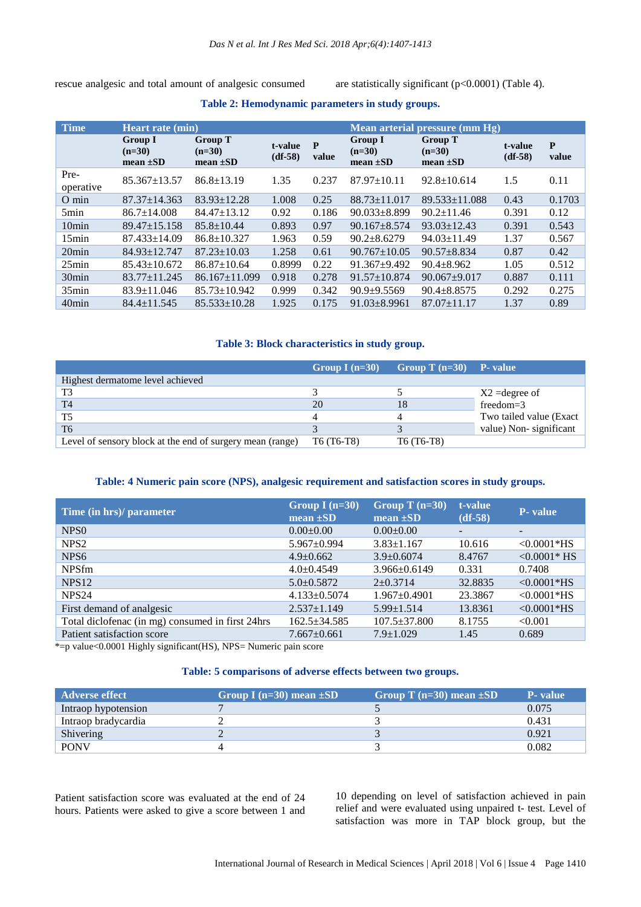rescue analgesic and total amount of analgesic consumed are statistically significant (p<0.0001) (Table 4).

**Table 2: Hemodynamic parameters in study groups.**

| Time | Heart rate (min) | | | | Mean arterial pressure (mm Hg) | | | |
|---|---|---|---|---|---|---|---|---|
| | Group I (n=30) mean ±SD | Group T (n=30) mean ±SD | t-value (df-58) | P value | Group I (n=30) mean ±SD | Group T (n=30) mean ±SD | t-value (df-58) | P value |
| Pre-operative | 85.367±13.57 | 86.8±13.19 | 1.35 | 0.237 | 87.97±10.11 | 92.8±10.614 | 1.5 | 0.11 |
| O min | 87.37±14.363 | 83.93±12.28 | 1.008 | 0.25 | 88.73±11.017 | 89.533±11.088 | 0.43 | 0.1703 |
| 5min | 86.7±14.008 | 84.47±13.12 | 0.92 | 0.186 | 90.033±8.899 | 90.2±11.46 | 0.391 | 0.12 |
| 10min | 89.47±15.158 | 85.8±10.44 | 0.893 | 0.97 | 90.167±8.574 | 93.03±12.43 | 0.391 | 0.543 |
| 15min | 87.433±14.09 | 86.8±10.327 | 1.963 | 0.59 | 90.2±8.6279 | 94.03±11.49 | 1.37 | 0.567 |
| 20min | 84.93±12.747 | 87.23±10.03 | 1.258 | 0.61 | 90.767±10.05 | 90.57±8.834 | 0.87 | 0.42 |
| 25min | 85.43±10.672 | 86.87±10.64 | 0.8999 | 0.22 | 91.367±9.492 | 90.4±8.962 | 1.05 | 0.512 |
| 30min | 83.77±11.245 | 86.167±11.099 | 0.918 | 0.278 | 91.57±10.874 | 90.067±9.017 | 0.887 | 0.111 |
| 35min | 83.9±11.046 | 85.73±10.942 | 0.999 | 0.342 | 90.9±9.5569 | 90.4±8.8575 | 0.292 | 0.275 |
| 40min | 84.4±11.545 | 85.533±10.28 | 1.925 | 0.175 | 91.03±8.9961 | 87.07±11.17 | 1.37 | 0.89 |

**Table 3: Block characteristics in study group.**

| | Group I (n=30) | Group T (n=30) | P- value |
|---|---|---|---|
| Highest dermatome level achieved | | | |
| T3 | 3 | 5 | X2 =degree of freedom=3 Two tailed value (Exact value) Non- significant |
| T4 | 20 | 18 | |
| T5 | 4 | 4 | |
| T6 | 3 | 3 | |
| Level of sensory block at the end of surgery mean (range) | T6 (T6-T8) | T6 (T6-T8) | |

**Table: 4 Numeric pain score (NPS), analgesic requirement and satisfaction scores in study groups.**

| Time (in hrs)/ parameter | Group I (n=30) mean ±SD | Group T (n=30) mean ±SD | t-value (df-58) | P- value |
|---|---|---|---|---|
| NPS0 | 0.00±0.00 | 0.00±0.00 | - | - |
| NPS2 | 5.967±0.994 | 3.83±1.167 | 10.616 | <0.0001*HS |
| NPS6 | 4.9±0.662 | 3.9±0.6074 | 8.4767 | <0.0001* HS |
| NPSfm | 4.0±0.4549 | 3.966±0.6149 | 0.331 | 0.7408 |
| NPS12 | 5.0±0.5872 | 2±0.3714 | 32.8835 | <0.0001*HS |
| NPS24 | 4.133±0.5074 | 1.967±0.4901 | 23.3867 | <0.0001*HS |
| First demand of analgesic | 2.537±1.149 | 5.99±1.514 | 13.8361 | <0.0001*HS |
| Total diclofenac (in mg) consumed in first 24hrs | 162.5±34.585 | 107.5±37.800 | 8.1755 | <0.001 |
| Patient satisfaction score | 7.667±0.661 | 7.9±1.029 | 1.45 | 0.689 |

*=p value<0.0001 Highly significant(HS), NPS= Numeric pain score

**Table: 5 comparisons of adverse effects between two groups.**

| Adverse effect | Group I (n=30) mean ±SD | Group T (n=30) mean ±SD | P- value |
|---|---|---|---|
| Intraop hypotension | 7 | 5 | 0.075 |
| Intraop bradycardia | 2 | 3 | 0.431 |
| Shivering | 2 | 3 | 0.921 |
| PONV | 4 | 3 | 0.082 |

Patient satisfaction score was evaluated at the end of 24 hours. Patients were asked to give a score between 1 and 10 depending on level of satisfaction achieved in pain relief and were evaluated using unpaired t- test. Level of satisfaction was more in TAP block group, but the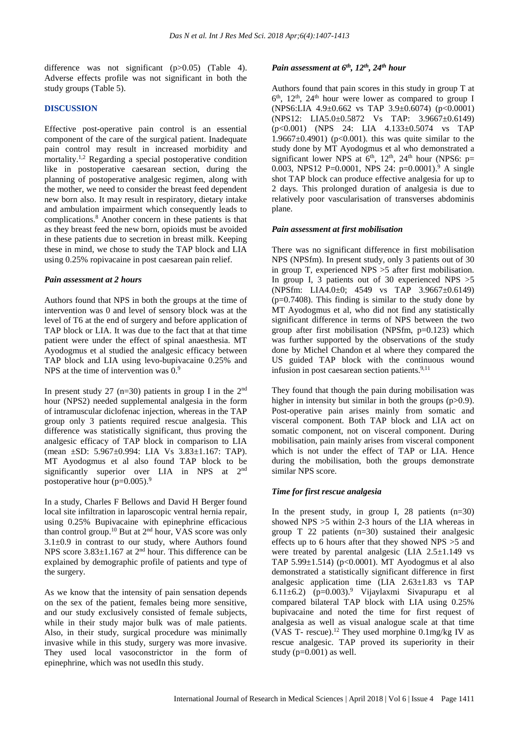difference was not significant (p>0.05) (Table 4). Adverse effects profile was not significant in both the study groups (Table 5).

## DISCUSSION

Effective post-operative pain control is an essential component of the care of the surgical patient. Inadequate pain control may result in increased morbidity and mortality.[1,2] Regarding a special postoperative condition like in postoperative caesarean section, during the planning of postoperative analgesic regimen, along with the mother, we need to consider the breast feed dependent new born also. It may result in respiratory, dietary intake and ambulation impairment which consequently leads to complications.[8] Another concern in these patients is that as they breast feed the new born, opioids must be avoided in these patients due to secretion in breast milk. Keeping these in mind, we chose to study the TAP block and LIA using 0.25% ropivacaine in post caesarean pain relief.

### *Pain assessment at 2 hours*

Authors found that NPS in both the groups at the time of intervention was 0 and level of sensory block was at the level of T6 at the end of surgery and before application of TAP block or LIA. It was due to the fact that at that time patient were under the effect of spinal anaesthesia. MT Ayodogmus et al studied the analgesic efficacy between TAP block and LIA using levo-bupivacaine 0.25% and NPS at the time of intervention was 0.[9]

In present study 27 (n=30) patients in group I in the 2nd hour (NPS2) needed supplemental analgesia in the form of intramuscular diclofenac injection, whereas in the TAP group only 3 patients required rescue analgesia. This difference was statistically significant, thus proving the analgesic efficacy of TAP block in comparison to LIA (mean ±SD: 5.967±0.994: LIA Vs 3.83±1.167: TAP). MT Ayodogmus et al also found TAP block to be significantly superior over LIA in NPS at 2nd postoperative hour (p=0.005).[9]

In a study, Charles F Bellows and David H Berger found local site infiltration in laparoscopic ventral hernia repair, using 0.25% Bupivacaine with epinephrine efficacious than control group.[10] But at 2nd hour, VAS score was only 3.1±0.9 in contrast to our study, where Authors found NPS score 3.83±1.167 at 2nd hour. This difference can be explained by demographic profile of patients and type of the surgery.

As we know that the intensity of pain sensation depends on the sex of the patient, females being more sensitive, and our study exclusively consisted of female subjects, while in their study major bulk was of male patients. Also, in their study, surgical procedure was minimally invasive while in this study, surgery was more invasive. They used local vasoconstrictor in the form of epinephrine, which was not usedIn this study.

### *Pain assessment at 6th, 12th, 24th hour*

Authors found that pain scores in this study in group T at 6th, 12th, 24th hour were lower as compared to group I (NPS6:LIA 4.9±0.662 vs TAP 3.9±0.6074) (p<0.0001) (NPS12: LIA5.0±0.5872 Vs TAP: 3.9667±0.6149) (p<0.001) (NPS 24: LIA 4.133±0.5074 vs TAP 1.9667±0.4901) (p<0.001). this was quite similar to the study done by MT Ayodogmus et al who demonstrated a significant lower NPS at 6th, 12th, 24th hour (NPS6: p= 0.003, NPS12 P=0.0001, NPS 24: p=0.0001).[9] A single shot TAP block can produce effective analgesia for up to 2 days. This prolonged duration of analgesia is due to relatively poor vascularisation of transverses abdominis plane.

### *Pain assessment at first mobilisation*

There was no significant difference in first mobilisation NPS (NPSfm). In present study, only 3 patients out of 30 in group T, experienced NPS >5 after first mobilisation. In group I, 3 patients out of 30 experienced NPS >5 (NPSfm: LIA4.0±0; 4549 vs TAP 3.9667±0.6149) (p=0.7408). This finding is similar to the study done by MT Ayodogmus et al, who did not find any statistically significant difference in terms of NPS between the two group after first mobilisation (NPSfm, p=0.123) which was further supported by the observations of the study done by Michel Chandon et al where they compared the US guided TAP block with the continuous wound infusion in post caesarean section patients.[9,11]

They found that though the pain during mobilisation was higher in intensity but similar in both the groups (p>0.9). Post-operative pain arises mainly from somatic and visceral component. Both TAP block and LIA act on somatic component, not on visceral component. During mobilisation, pain mainly arises from visceral component which is not under the effect of TAP or LIA. Hence during the mobilisation, both the groups demonstrate similar NPS score.

### *Time for first rescue analgesia*

In the present study, in group I, 28 patients (n=30) showed NPS >5 within 2-3 hours of the LIA whereas in group T 22 patients (n=30) sustained their analgesic effects up to 6 hours after that they showed NPS >5 and were treated by parental analgesic (LIA 2.5±1.149 vs TAP 5.99±1.514) (p<0.0001). MT Ayodogmus et al also demonstrated a statistically significant difference in first analgesic application time (LIA 2.63±1.83 vs TAP 6.11±6.2) (p=0.003).[9] Vijaylaxmi Sivapurapu et al compared bilateral TAP block with LIA using 0.25% bupivacaine and noted the time for first request of analgesia as well as visual analogue scale at that time (VAS T- rescue).[12] They used morphine 0.1mg/kg IV as rescue analgesic. TAP proved its superiority in their study (p=0.001) as well.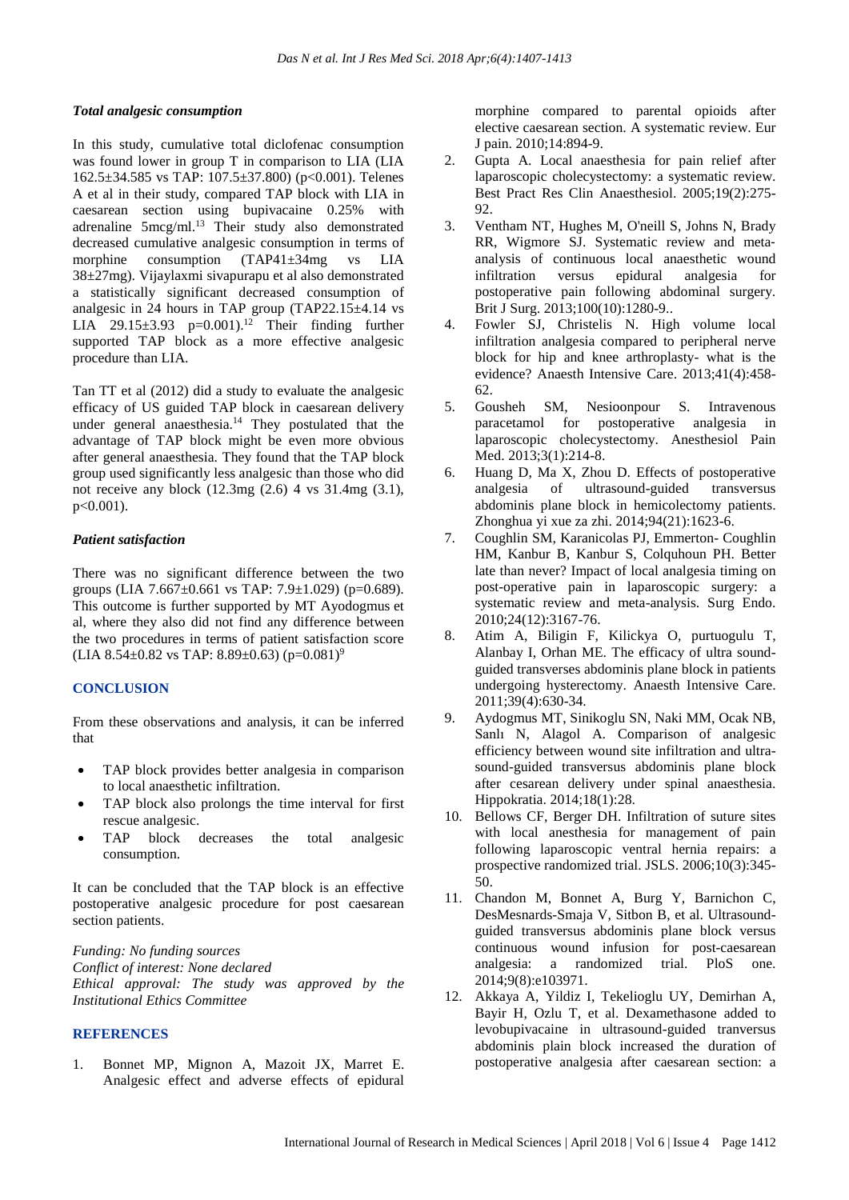### *Total analgesic consumption*

In this study, cumulative total diclofenac consumption was found lower in group T in comparison to LIA (LIA 162.5±34.585 vs TAP: 107.5±37.800) (p<0.001). Telenes A et al in their study, compared TAP block with LIA in caesarean section using bupivacaine 0.25% with adrenaline 5mcg/ml.[13] Their study also demonstrated decreased cumulative analgesic consumption in terms of morphine consumption (TAP41±34mg vs LIA 38±27mg). Vijaylaxmi sivapurapu et al also demonstrated a statistically significant decreased consumption of analgesic in 24 hours in TAP group (TAP22.15±4.14 vs LIA 29.15±3.93 p=0.001).[12] Their finding further supported TAP block as a more effective analgesic procedure than LIA.

Tan TT et al (2012) did a study to evaluate the analgesic efficacy of US guided TAP block in caesarean delivery under general anaesthesia.[14] They postulated that the advantage of TAP block might be even more obvious after general anaesthesia. They found that the TAP block group used significantly less analgesic than those who did not receive any block (12.3mg (2.6) 4 vs 31.4mg (3.1), p<0.001).

### *Patient satisfaction*

There was no significant difference between the two groups (LIA 7.667±0.661 vs TAP: 7.9±1.029) (p=0.689). This outcome is further supported by MT Ayodogmus et al, where they also did not find any difference between the two procedures in terms of patient satisfaction score (LIA 8.54±0.82 vs TAP: 8.89±0.63) (p=0.081)[9]

## CONCLUSION

From these observations and analysis, it can be inferred that

- TAP block provides better analgesia in comparison to local anaesthetic infiltration.
- TAP block also prolongs the time interval for first rescue analgesic.
- TAP block decreases the total analgesic consumption.

It can be concluded that the TAP block is an effective postoperative analgesic procedure for post caesarean section patients.

*Funding: No funding sources*
*Conflict of interest: None declared*
*Ethical approval: The study was approved by the Institutional Ethics Committee*

## REFERENCES

1. Bonnet MP, Mignon A, Mazoit JX, Marret E. Analgesic effect and adverse effects of epidural morphine compared to parental opioids after elective caesarean section. A systematic review. Eur J pain. 2010;14:894-9.
2. Gupta A. Local anaesthesia for pain relief after laparoscopic cholecystectomy: a systematic review. Best Pract Res Clin Anaesthesiol. 2005;19(2):275-92.
3. Ventham NT, Hughes M, O'neill S, Johns N, Brady RR, Wigmore SJ. Systematic review and meta-analysis of continuous local anaesthetic wound infiltration versus epidural analgesia for postoperative pain following abdominal surgery. Brit J Surg. 2013;100(10):1280-9..
4. Fowler SJ, Christelis N. High volume local infiltration analgesia compared to peripheral nerve block for hip and knee arthroplasty- what is the evidence? Anaesth Intensive Care. 2013;41(4):458-62.
5. Gousheh SM, Nesioonpour S. Intravenous paracetamol for postoperative analgesia in laparoscopic cholecystectomy. Anesthesiol Pain Med. 2013;3(1):214-8.
6. Huang D, Ma X, Zhou D. Effects of postoperative analgesia of ultrasound-guided transversus abdominis plane block in hemicolectomy patients. Zhonghua yi xue za zhi. 2014;94(21):1623-6.
7. Coughlin SM, Karanicolas PJ, Emmerton- Coughlin HM, Kanbur B, Kanbur S, Colquhoun PH. Better late than never? Impact of local analgesia timing on post-operative pain in laparoscopic surgery: a systematic review and meta-analysis. Surg Endo. 2010;24(12):3167-76.
8. Atim A, Biligin F, Kilickya O, purtuogulu T, Alanbay I, Orhan ME. The efficacy of ultra sound-guided transverses abdominis plane block in patients undergoing hysterectomy. Anaesth Intensive Care. 2011;39(4):630-34.
9. Aydogmus MT, Sinikoglu SN, Naki MM, Ocak NB, Sanlı N, Alagol A. Comparison of analgesic efficiency between wound site infiltration and ultra-sound-guided transversus abdominis plane block after cesarean delivery under spinal anaesthesia. Hippokratia. 2014;18(1):28.
10. Bellows CF, Berger DH. Infiltration of suture sites with local anesthesia for management of pain following laparoscopic ventral hernia repairs: a prospective randomized trial. JSLS. 2006;10(3):345-50.
11. Chandon M, Bonnet A, Burg Y, Barnichon C, DesMesnards-Smaja V, Sitbon B, et al. Ultrasound-guided transversus abdominis plane block versus continuous wound infusion for post-caesarean analgesia: a randomized trial. PloS one. 2014;9(8):e103971.
12. Akkaya A, Yildiz I, Tekelioglu UY, Demirhan A, Bayir H, Ozlu T, et al. Dexamethasone added to levobupivacaine in ultrasound-guided tranversus abdominis plain block increased the duration of postoperative analgesia after caesarean section: a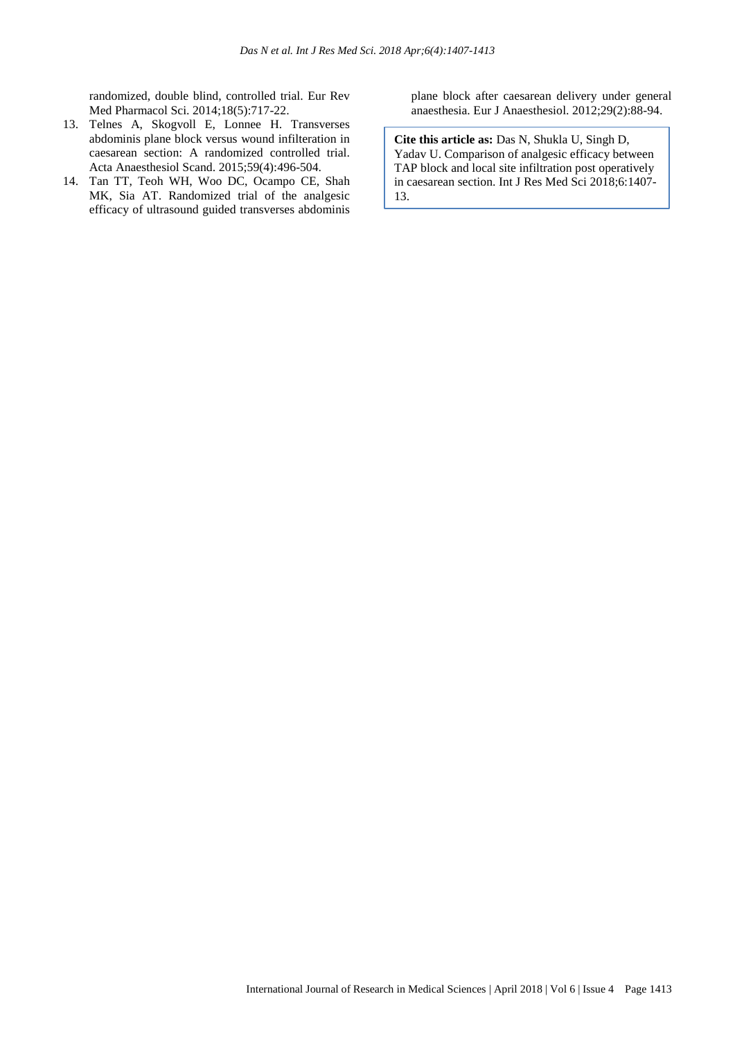randomized, double blind, controlled trial. Eur Rev Med Pharmacol Sci. 2014;18(5):717-22.

13. Telnes A, Skogvoll E, Lonnee H. Transverses abdominis plane block versus wound infilteration in caesarean section: A randomized controlled trial. Acta Anaesthesiol Scand. 2015;59(4):496-504.
14. Tan TT, Teoh WH, Woo DC, Ocampo CE, Shah MK, Sia AT. Randomized trial of the analgesic efficacy of ultrasound guided transverses abdominis plane block after caesarean delivery under general anaesthesia. Eur J Anaesthesiol. 2012;29(2):88-94.

**Cite this article as:** Das N, Shukla U, Singh D, Yadav U. Comparison of analgesic efficacy between TAP block and local site infiltration post operatively in caesarean section. Int J Res Med Sci 2018;6:1407-13.